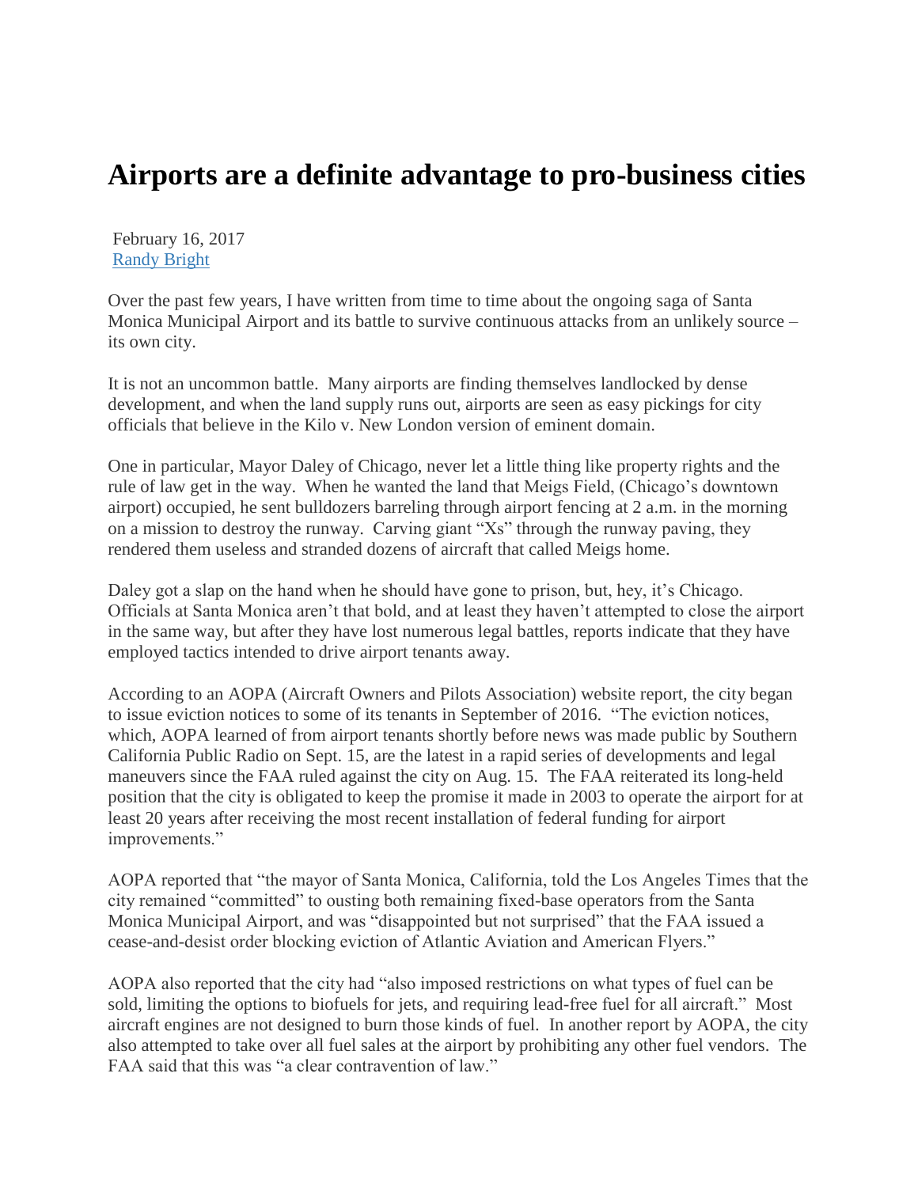# Airports are a definite advantage to pro-business cities

February 16, 2017
[Randy Bright]

Over the past few years, I have written from time to time about the ongoing saga of Santa Monica Municipal Airport and its battle to survive continuous attacks from an unlikely source – its own city.

It is not an uncommon battle. Many airports are finding themselves landlocked by dense development, and when the land supply runs out, airports are seen as easy pickings for city officials that believe in the Kilo v. New London version of eminent domain.

One in particular, Mayor Daley of Chicago, never let a little thing like property rights and the rule of law get in the way. When he wanted the land that Meigs Field, (Chicago's downtown airport) occupied, he sent bulldozers barreling through airport fencing at 2 a.m. in the morning on a mission to destroy the runway. Carving giant "Xs" through the runway paving, they rendered them useless and stranded dozens of aircraft that called Meigs home.

Daley got a slap on the hand when he should have gone to prison, but, hey, it's Chicago. Officials at Santa Monica aren't that bold, and at least they haven't attempted to close the airport in the same way, but after they have lost numerous legal battles, reports indicate that they have employed tactics intended to drive airport tenants away.

According to an AOPA (Aircraft Owners and Pilots Association) website report, the city began to issue eviction notices to some of its tenants in September of 2016. "The eviction notices, which, AOPA learned of from airport tenants shortly before news was made public by Southern California Public Radio on Sept. 15, are the latest in a rapid series of developments and legal maneuvers since the FAA ruled against the city on Aug. 15. The FAA reiterated its long-held position that the city is obligated to keep the promise it made in 2003 to operate the airport for at least 20 years after receiving the most recent installation of federal funding for airport improvements."

AOPA reported that "the mayor of Santa Monica, California, told the Los Angeles Times that the city remained "committed" to ousting both remaining fixed-base operators from the Santa Monica Municipal Airport, and was "disappointed but not surprised" that the FAA issued a cease-and-desist order blocking eviction of Atlantic Aviation and American Flyers."

AOPA also reported that the city had "also imposed restrictions on what types of fuel can be sold, limiting the options to biofuels for jets, and requiring lead-free fuel for all aircraft." Most aircraft engines are not designed to burn those kinds of fuel. In another report by AOPA, the city also attempted to take over all fuel sales at the airport by prohibiting any other fuel vendors. The FAA said that this was "a clear contravention of law."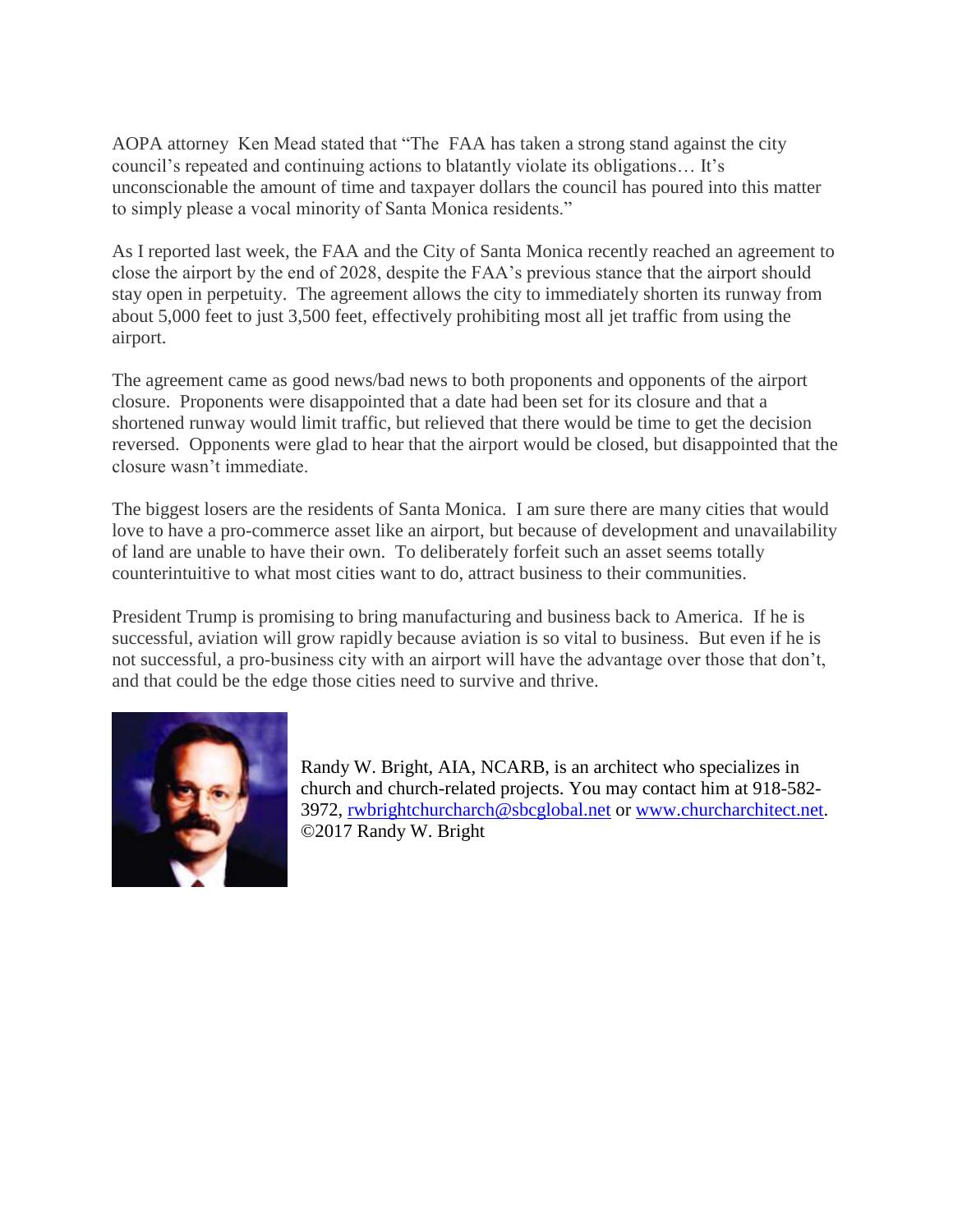AOPA attorney Ken Mead stated that "The FAA has taken a strong stand against the city council's repeated and continuing actions to blatantly violate its obligations… It's unconscionable the amount of time and taxpayer dollars the council has poured into this matter to simply please a vocal minority of Santa Monica residents."

As I reported last week, the FAA and the City of Santa Monica recently reached an agreement to close the airport by the end of 2028, despite the FAA's previous stance that the airport should stay open in perpetuity. The agreement allows the city to immediately shorten its runway from about 5,000 feet to just 3,500 feet, effectively prohibiting most all jet traffic from using the airport.

The agreement came as good news/bad news to both proponents and opponents of the airport closure. Proponents were disappointed that a date had been set for its closure and that a shortened runway would limit traffic, but relieved that there would be time to get the decision reversed. Opponents were glad to hear that the airport would be closed, but disappointed that the closure wasn't immediate.

The biggest losers are the residents of Santa Monica. I am sure there are many cities that would love to have a pro-commerce asset like an airport, but because of development and unavailability of land are unable to have their own. To deliberately forfeit such an asset seems totally counterintuitive to what most cities want to do, attract business to their communities.

President Trump is promising to bring manufacturing and business back to America. If he is successful, aviation will grow rapidly because aviation is so vital to business. But even if he is not successful, a pro-business city with an airport will have the advantage over those that don't, and that could be the edge those cities need to survive and thrive.

Randy W. Bright, AIA, NCARB, is an architect who specializes in church and church-related projects. You may contact him at 918-582-3972, rwbrightchurcharch@sbcglobal.net or www.churcharchitect.net. ©2017 Randy W. Bright